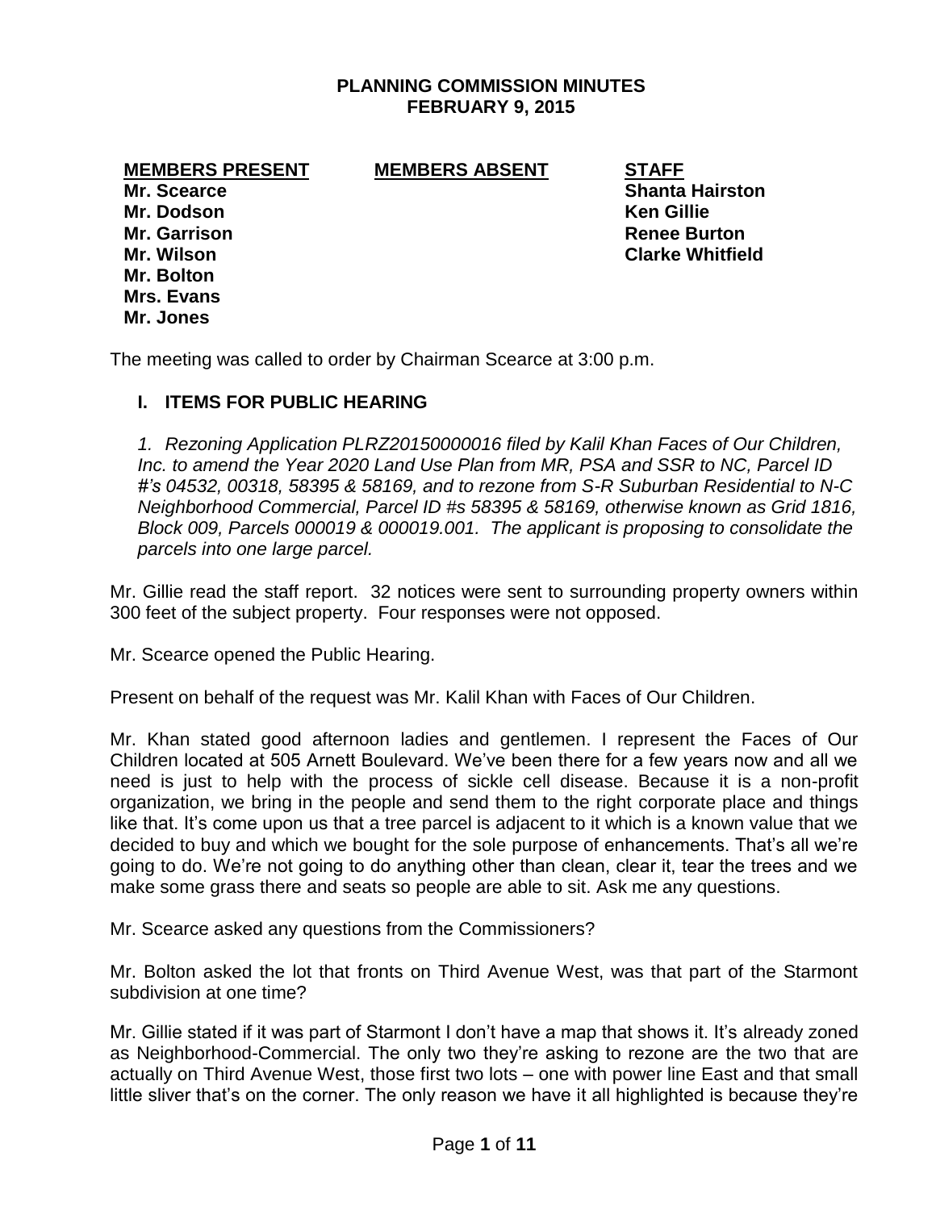# PLANNING COMMISSION MINUTES
## FEBRUARY 9, 2015

| MEMBERS PRESENT | MEMBERS ABSENT | STAFF |
|---|---|---|
| **Mr. Scearce** | | **Shanta Hairston** |
| **Mr. Dodson** | | **Ken Gillie** |
| **Mr. Garrison** | | **Renee Burton** |
| **Mr. Wilson** | | **Clarke Whitfield** |
| **Mr. Bolton** | | |
| **Mrs. Evans** | | |
| **Mr. Jones** | | |

The meeting was called to order by Chairman Scearce at 3:00 p.m.

## I. ITEMS FOR PUBLIC HEARING

*1. Rezoning Application PLRZ20150000016 filed by Kalil Khan Faces of Our Children, Inc. to amend the Year 2020 Land Use Plan from MR, PSA and SSR to NC, Parcel ID #'s 04532, 00318, 58395 & 58169, and to rezone from S-R Suburban Residential to N-C Neighborhood Commercial, Parcel ID #s 58395 & 58169, otherwise known as Grid 1816, Block 009, Parcels 000019 & 000019.001. The applicant is proposing to consolidate the parcels into one large parcel.*

Mr. Gillie read the staff report. 32 notices were sent to surrounding property owners within 300 feet of the subject property. Four responses were not opposed.

Mr. Scearce opened the Public Hearing.

Present on behalf of the request was Mr. Kalil Khan with Faces of Our Children.

Mr. Khan stated good afternoon ladies and gentlemen. I represent the Faces of Our Children located at 505 Arnett Boulevard. We've been there for a few years now and all we need is just to help with the process of sickle cell disease. Because it is a non-profit organization, we bring in the people and send them to the right corporate place and things like that. It's come upon us that a tree parcel is adjacent to it which is a known value that we decided to buy and which we bought for the sole purpose of enhancements. That's all we're going to do. We're not going to do anything other than clean, clear it, tear the trees and we make some grass there and seats so people are able to sit. Ask me any questions.

Mr. Scearce asked any questions from the Commissioners?

Mr. Bolton asked the lot that fronts on Third Avenue West, was that part of the Starmont subdivision at one time?

Mr. Gillie stated if it was part of Starmont I don't have a map that shows it. It's already zoned as Neighborhood-Commercial. The only two they're asking to rezone are the two that are actually on Third Avenue West, those first two lots – one with power line East and that small little sliver that's on the corner. The only reason we have it all highlighted is because they're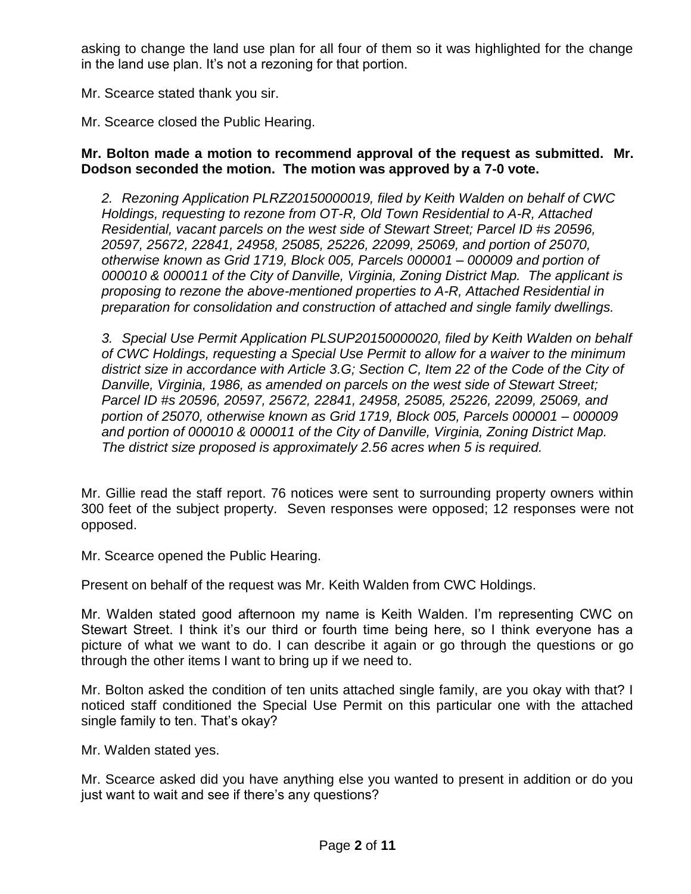asking to change the land use plan for all four of them so it was highlighted for the change in the land use plan. It's not a rezoning for that portion.

Mr. Scearce stated thank you sir.

Mr. Scearce closed the Public Hearing.

**Mr. Bolton made a motion to recommend approval of the request as submitted. Mr. Dodson seconded the motion. The motion was approved by a 7-0 vote.**

*2. Rezoning Application PLRZ20150000019, filed by Keith Walden on behalf of CWC Holdings, requesting to rezone from OT-R, Old Town Residential to A-R, Attached Residential, vacant parcels on the west side of Stewart Street; Parcel ID #s 20596, 20597, 25672, 22841, 24958, 25085, 25226, 22099, 25069, and portion of 25070, otherwise known as Grid 1719, Block 005, Parcels 000001 – 000009 and portion of 000010 & 000011 of the City of Danville, Virginia, Zoning District Map. The applicant is proposing to rezone the above-mentioned properties to A-R, Attached Residential in preparation for consolidation and construction of attached and single family dwellings.*

*3. Special Use Permit Application PLSUP20150000020, filed by Keith Walden on behalf of CWC Holdings, requesting a Special Use Permit to allow for a waiver to the minimum district size in accordance with Article 3.G; Section C, Item 22 of the Code of the City of Danville, Virginia, 1986, as amended on parcels on the west side of Stewart Street; Parcel ID #s 20596, 20597, 25672, 22841, 24958, 25085, 25226, 22099, 25069, and portion of 25070, otherwise known as Grid 1719, Block 005, Parcels 000001 – 000009 and portion of 000010 & 000011 of the City of Danville, Virginia, Zoning District Map. The district size proposed is approximately 2.56 acres when 5 is required.*

Mr. Gillie read the staff report. 76 notices were sent to surrounding property owners within 300 feet of the subject property. Seven responses were opposed; 12 responses were not opposed.

Mr. Scearce opened the Public Hearing.

Present on behalf of the request was Mr. Keith Walden from CWC Holdings.

Mr. Walden stated good afternoon my name is Keith Walden. I'm representing CWC on Stewart Street. I think it's our third or fourth time being here, so I think everyone has a picture of what we want to do. I can describe it again or go through the questions or go through the other items I want to bring up if we need to.

Mr. Bolton asked the condition of ten units attached single family, are you okay with that? I noticed staff conditioned the Special Use Permit on this particular one with the attached single family to ten. That's okay?

Mr. Walden stated yes.

Mr. Scearce asked did you have anything else you wanted to present in addition or do you just want to wait and see if there's any questions?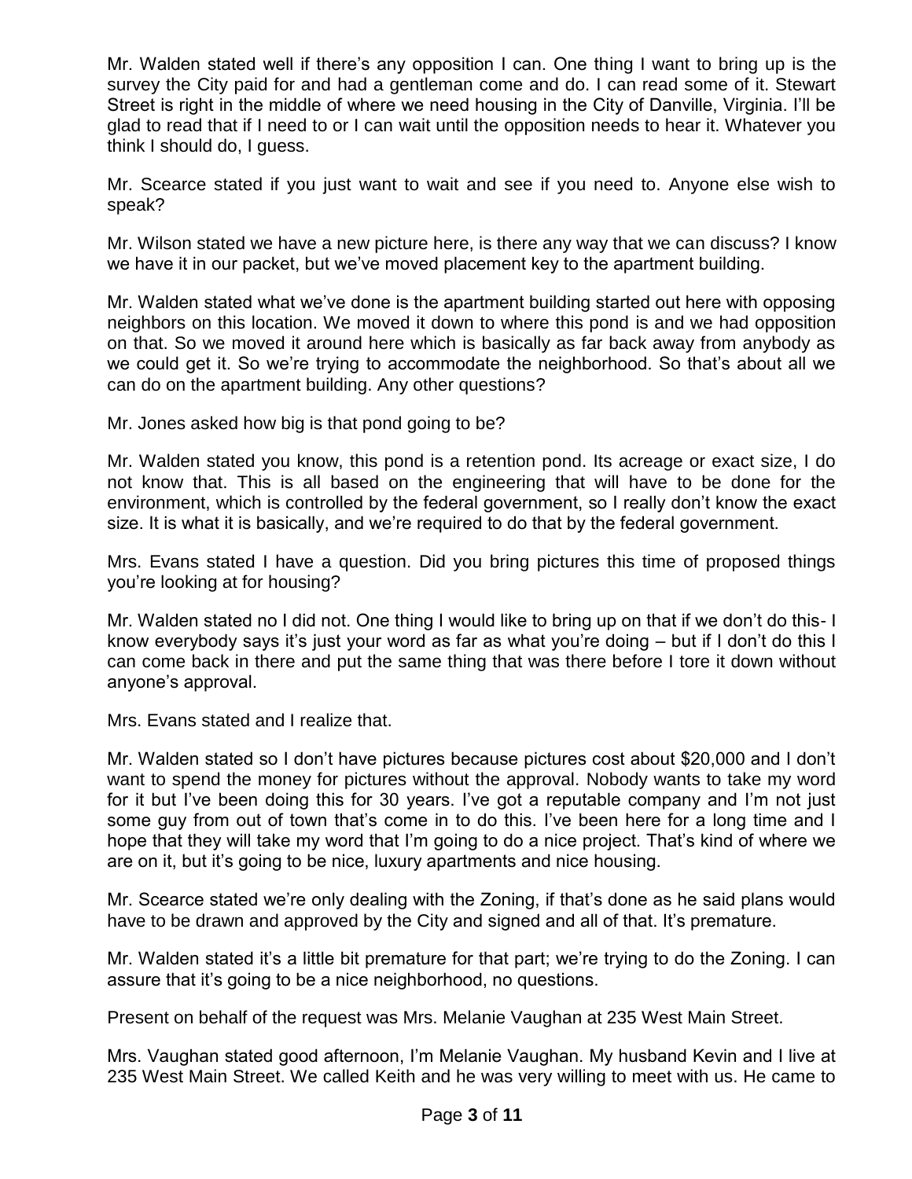Mr. Walden stated well if there's any opposition I can. One thing I want to bring up is the survey the City paid for and had a gentleman come and do. I can read some of it. Stewart Street is right in the middle of where we need housing in the City of Danville, Virginia. I'll be glad to read that if I need to or I can wait until the opposition needs to hear it. Whatever you think I should do, I guess.

Mr. Scearce stated if you just want to wait and see if you need to. Anyone else wish to speak?

Mr. Wilson stated we have a new picture here, is there any way that we can discuss? I know we have it in our packet, but we've moved placement key to the apartment building.

Mr. Walden stated what we've done is the apartment building started out here with opposing neighbors on this location. We moved it down to where this pond is and we had opposition on that. So we moved it around here which is basically as far back away from anybody as we could get it. So we're trying to accommodate the neighborhood. So that's about all we can do on the apartment building. Any other questions?

Mr. Jones asked how big is that pond going to be?

Mr. Walden stated you know, this pond is a retention pond. Its acreage or exact size, I do not know that. This is all based on the engineering that will have to be done for the environment, which is controlled by the federal government, so I really don't know the exact size. It is what it is basically, and we're required to do that by the federal government.

Mrs. Evans stated I have a question. Did you bring pictures this time of proposed things you're looking at for housing?

Mr. Walden stated no I did not. One thing I would like to bring up on that if we don't do this- I know everybody says it's just your word as far as what you're doing – but if I don't do this I can come back in there and put the same thing that was there before I tore it down without anyone's approval.

Mrs. Evans stated and I realize that.

Mr. Walden stated so I don't have pictures because pictures cost about $20,000 and I don't want to spend the money for pictures without the approval. Nobody wants to take my word for it but I've been doing this for 30 years. I've got a reputable company and I'm not just some guy from out of town that's come in to do this. I've been here for a long time and I hope that they will take my word that I'm going to do a nice project. That's kind of where we are on it, but it's going to be nice, luxury apartments and nice housing.

Mr. Scearce stated we're only dealing with the Zoning, if that's done as he said plans would have to be drawn and approved by the City and signed and all of that. It's premature.

Mr. Walden stated it's a little bit premature for that part; we're trying to do the Zoning. I can assure that it's going to be a nice neighborhood, no questions.

Present on behalf of the request was Mrs. Melanie Vaughan at 235 West Main Street.

Mrs. Vaughan stated good afternoon, I'm Melanie Vaughan. My husband Kevin and I live at 235 West Main Street. We called Keith and he was very willing to meet with us. He came to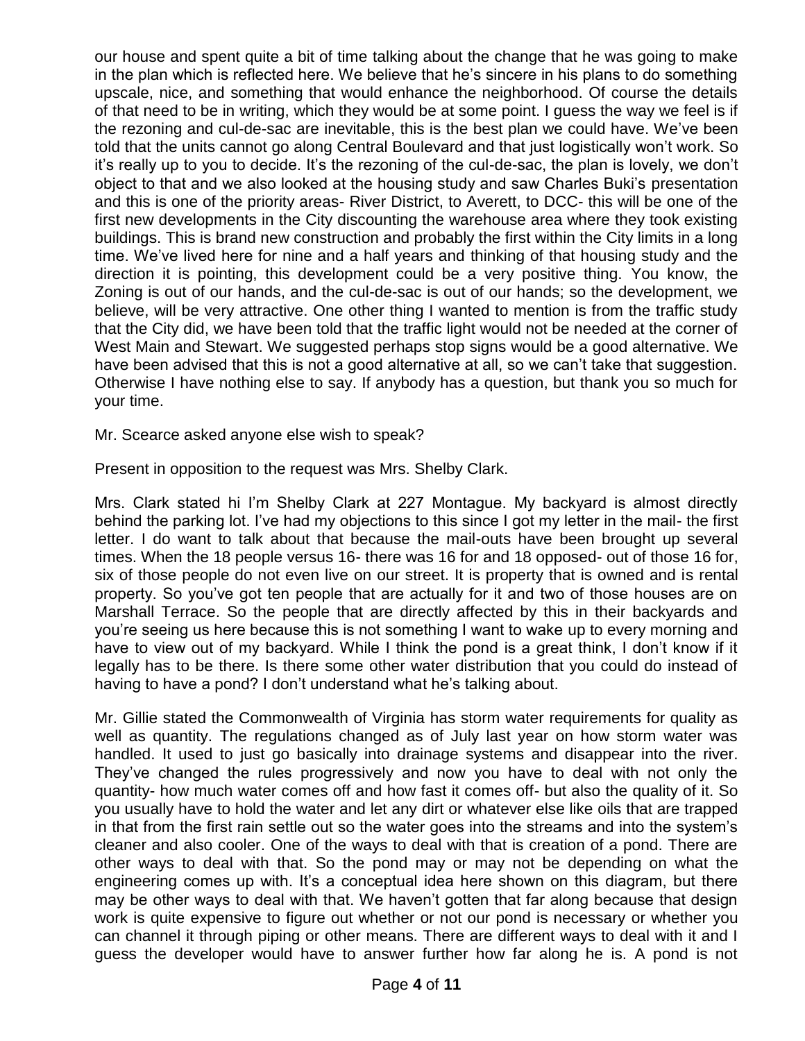our house and spent quite a bit of time talking about the change that he was going to make in the plan which is reflected here. We believe that he's sincere in his plans to do something upscale, nice, and something that would enhance the neighborhood. Of course the details of that need to be in writing, which they would be at some point. I guess the way we feel is if the rezoning and cul-de-sac are inevitable, this is the best plan we could have. We've been told that the units cannot go along Central Boulevard and that just logistically won't work. So it's really up to you to decide. It's the rezoning of the cul-de-sac, the plan is lovely, we don't object to that and we also looked at the housing study and saw Charles Buki's presentation and this is one of the priority areas- River District, to Averett, to DCC- this will be one of the first new developments in the City discounting the warehouse area where they took existing buildings. This is brand new construction and probably the first within the City limits in a long time. We've lived here for nine and a half years and thinking of that housing study and the direction it is pointing, this development could be a very positive thing. You know, the Zoning is out of our hands, and the cul-de-sac is out of our hands; so the development, we believe, will be very attractive. One other thing I wanted to mention is from the traffic study that the City did, we have been told that the traffic light would not be needed at the corner of West Main and Stewart. We suggested perhaps stop signs would be a good alternative. We have been advised that this is not a good alternative at all, so we can't take that suggestion. Otherwise I have nothing else to say. If anybody has a question, but thank you so much for your time.

Mr. Scearce asked anyone else wish to speak?

Present in opposition to the request was Mrs. Shelby Clark.

Mrs. Clark stated hi I'm Shelby Clark at 227 Montague. My backyard is almost directly behind the parking lot. I've had my objections to this since I got my letter in the mail- the first letter. I do want to talk about that because the mail-outs have been brought up several times. When the 18 people versus 16- there was 16 for and 18 opposed- out of those 16 for, six of those people do not even live on our street. It is property that is owned and is rental property. So you've got ten people that are actually for it and two of those houses are on Marshall Terrace. So the people that are directly affected by this in their backyards and you're seeing us here because this is not something I want to wake up to every morning and have to view out of my backyard. While I think the pond is a great think, I don't know if it legally has to be there. Is there some other water distribution that you could do instead of having to have a pond? I don't understand what he's talking about.

Mr. Gillie stated the Commonwealth of Virginia has storm water requirements for quality as well as quantity. The regulations changed as of July last year on how storm water was handled. It used to just go basically into drainage systems and disappear into the river. They've changed the rules progressively and now you have to deal with not only the quantity- how much water comes off and how fast it comes off- but also the quality of it. So you usually have to hold the water and let any dirt or whatever else like oils that are trapped in that from the first rain settle out so the water goes into the streams and into the system's cleaner and also cooler. One of the ways to deal with that is creation of a pond. There are other ways to deal with that. So the pond may or may not be depending on what the engineering comes up with. It's a conceptual idea here shown on this diagram, but there may be other ways to deal with that. We haven't gotten that far along because that design work is quite expensive to figure out whether or not our pond is necessary or whether you can channel it through piping or other means. There are different ways to deal with it and I guess the developer would have to answer further how far along he is. A pond is not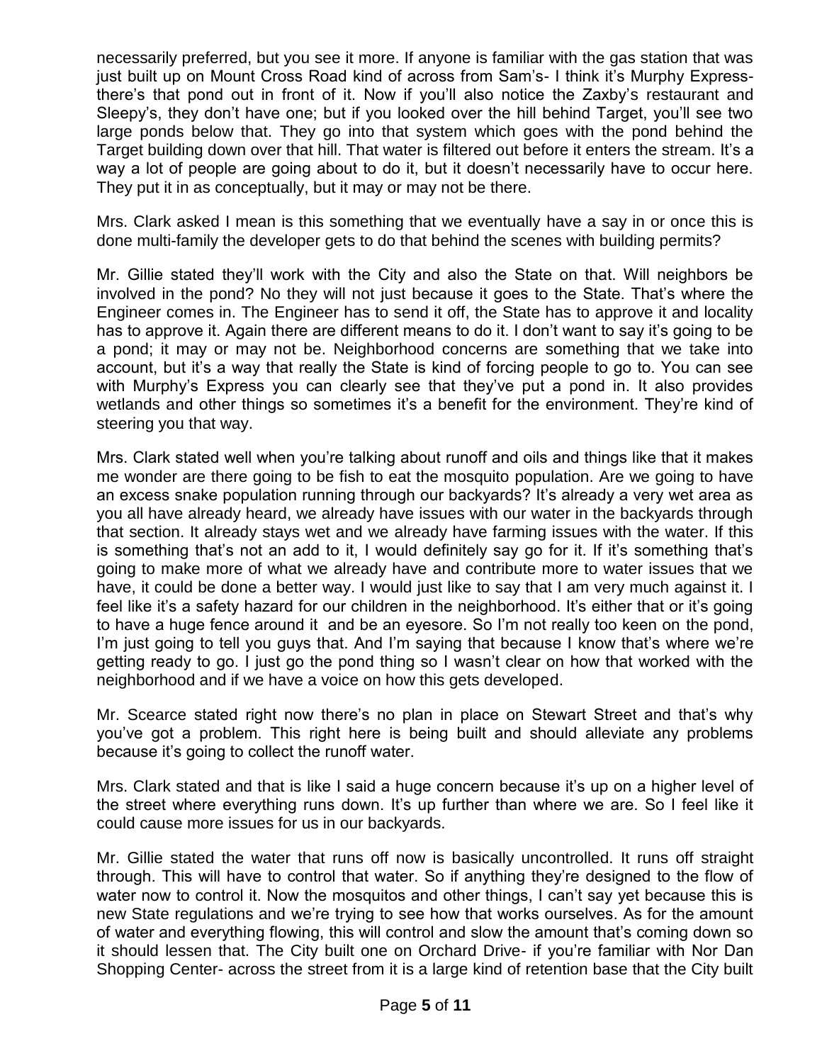necessarily preferred, but you see it more. If anyone is familiar with the gas station that was just built up on Mount Cross Road kind of across from Sam's- I think it's Murphy Express- there's that pond out in front of it. Now if you'll also notice the Zaxby's restaurant and Sleepy's, they don't have one; but if you looked over the hill behind Target, you'll see two large ponds below that. They go into that system which goes with the pond behind the Target building down over that hill. That water is filtered out before it enters the stream. It's a way a lot of people are going about to do it, but it doesn't necessarily have to occur here. They put it in as conceptually, but it may or may not be there.

Mrs. Clark asked I mean is this something that we eventually have a say in or once this is done multi-family the developer gets to do that behind the scenes with building permits?

Mr. Gillie stated they'll work with the City and also the State on that. Will neighbors be involved in the pond? No they will not just because it goes to the State. That's where the Engineer comes in. The Engineer has to send it off, the State has to approve it and locality has to approve it. Again there are different means to do it. I don't want to say it's going to be a pond; it may or may not be. Neighborhood concerns are something that we take into account, but it's a way that really the State is kind of forcing people to go to. You can see with Murphy's Express you can clearly see that they've put a pond in. It also provides wetlands and other things so sometimes it's a benefit for the environment. They're kind of steering you that way.

Mrs. Clark stated well when you're talking about runoff and oils and things like that it makes me wonder are there going to be fish to eat the mosquito population. Are we going to have an excess snake population running through our backyards? It's already a very wet area as you all have already heard, we already have issues with our water in the backyards through that section. It already stays wet and we already have farming issues with the water. If this is something that's not an add to it, I would definitely say go for it. If it's something that's going to make more of what we already have and contribute more to water issues that we have, it could be done a better way. I would just like to say that I am very much against it. I feel like it's a safety hazard for our children in the neighborhood. It's either that or it's going to have a huge fence around it and be an eyesore. So I'm not really too keen on the pond, I'm just going to tell you guys that. And I'm saying that because I know that's where we're getting ready to go. I just go the pond thing so I wasn't clear on how that worked with the neighborhood and if we have a voice on how this gets developed.

Mr. Scearce stated right now there's no plan in place on Stewart Street and that's why you've got a problem. This right here is being built and should alleviate any problems because it's going to collect the runoff water.

Mrs. Clark stated and that is like I said a huge concern because it's up on a higher level of the street where everything runs down. It's up further than where we are. So I feel like it could cause more issues for us in our backyards.

Mr. Gillie stated the water that runs off now is basically uncontrolled. It runs off straight through. This will have to control that water. So if anything they're designed to the flow of water now to control it. Now the mosquitos and other things, I can't say yet because this is new State regulations and we're trying to see how that works ourselves. As for the amount of water and everything flowing, this will control and slow the amount that's coming down so it should lessen that. The City built one on Orchard Drive- if you're familiar with Nor Dan Shopping Center- across the street from it is a large kind of retention base that the City built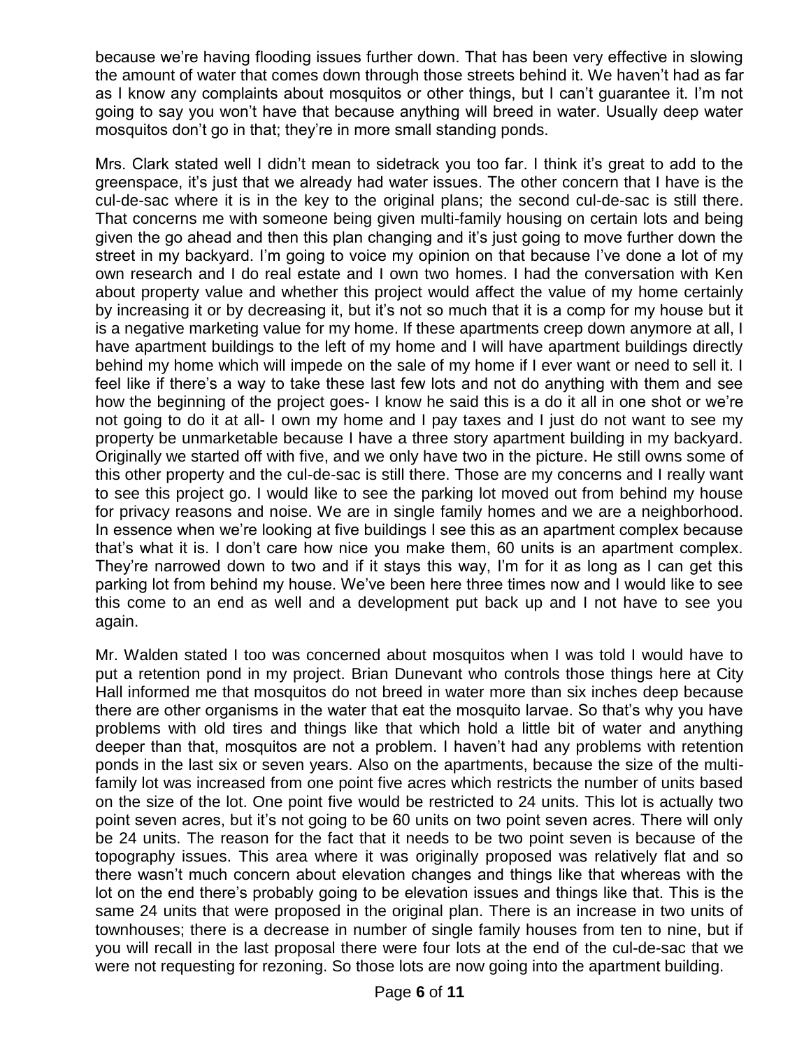because we're having flooding issues further down. That has been very effective in slowing the amount of water that comes down through those streets behind it. We haven't had as far as I know any complaints about mosquitos or other things, but I can't guarantee it. I'm not going to say you won't have that because anything will breed in water. Usually deep water mosquitos don't go in that; they're in more small standing ponds.

Mrs. Clark stated well I didn't mean to sidetrack you too far. I think it's great to add to the greenspace, it's just that we already had water issues. The other concern that I have is the cul-de-sac where it is in the key to the original plans; the second cul-de-sac is still there. That concerns me with someone being given multi-family housing on certain lots and being given the go ahead and then this plan changing and it's just going to move further down the street in my backyard. I'm going to voice my opinion on that because I've done a lot of my own research and I do real estate and I own two homes. I had the conversation with Ken about property value and whether this project would affect the value of my home certainly by increasing it or by decreasing it, but it's not so much that it is a comp for my house but it is a negative marketing value for my home. If these apartments creep down anymore at all, I have apartment buildings to the left of my home and I will have apartment buildings directly behind my home which will impede on the sale of my home if I ever want or need to sell it. I feel like if there's a way to take these last few lots and not do anything with them and see how the beginning of the project goes- I know he said this is a do it all in one shot or we're not going to do it at all- I own my home and I pay taxes and I just do not want to see my property be unmarketable because I have a three story apartment building in my backyard. Originally we started off with five, and we only have two in the picture. He still owns some of this other property and the cul-de-sac is still there. Those are my concerns and I really want to see this project go. I would like to see the parking lot moved out from behind my house for privacy reasons and noise. We are in single family homes and we are a neighborhood. In essence when we're looking at five buildings I see this as an apartment complex because that's what it is. I don't care how nice you make them, 60 units is an apartment complex. They're narrowed down to two and if it stays this way, I'm for it as long as I can get this parking lot from behind my house. We've been here three times now and I would like to see this come to an end as well and a development put back up and I not have to see you again.

Mr. Walden stated I too was concerned about mosquitos when I was told I would have to put a retention pond in my project. Brian Dunevant who controls those things here at City Hall informed me that mosquitos do not breed in water more than six inches deep because there are other organisms in the water that eat the mosquito larvae. So that's why you have problems with old tires and things like that which hold a little bit of water and anything deeper than that, mosquitos are not a problem. I haven't had any problems with retention ponds in the last six or seven years. Also on the apartments, because the size of the multi-family lot was increased from one point five acres which restricts the number of units based on the size of the lot. One point five would be restricted to 24 units. This lot is actually two point seven acres, but it's not going to be 60 units on two point seven acres. There will only be 24 units. The reason for the fact that it needs to be two point seven is because of the topography issues. This area where it was originally proposed was relatively flat and so there wasn't much concern about elevation changes and things like that whereas with the lot on the end there's probably going to be elevation issues and things like that. This is the same 24 units that were proposed in the original plan. There is an increase in two units of townhouses; there is a decrease in number of single family houses from ten to nine, but if you will recall in the last proposal there were four lots at the end of the cul-de-sac that we were not requesting for rezoning. So those lots are now going into the apartment building.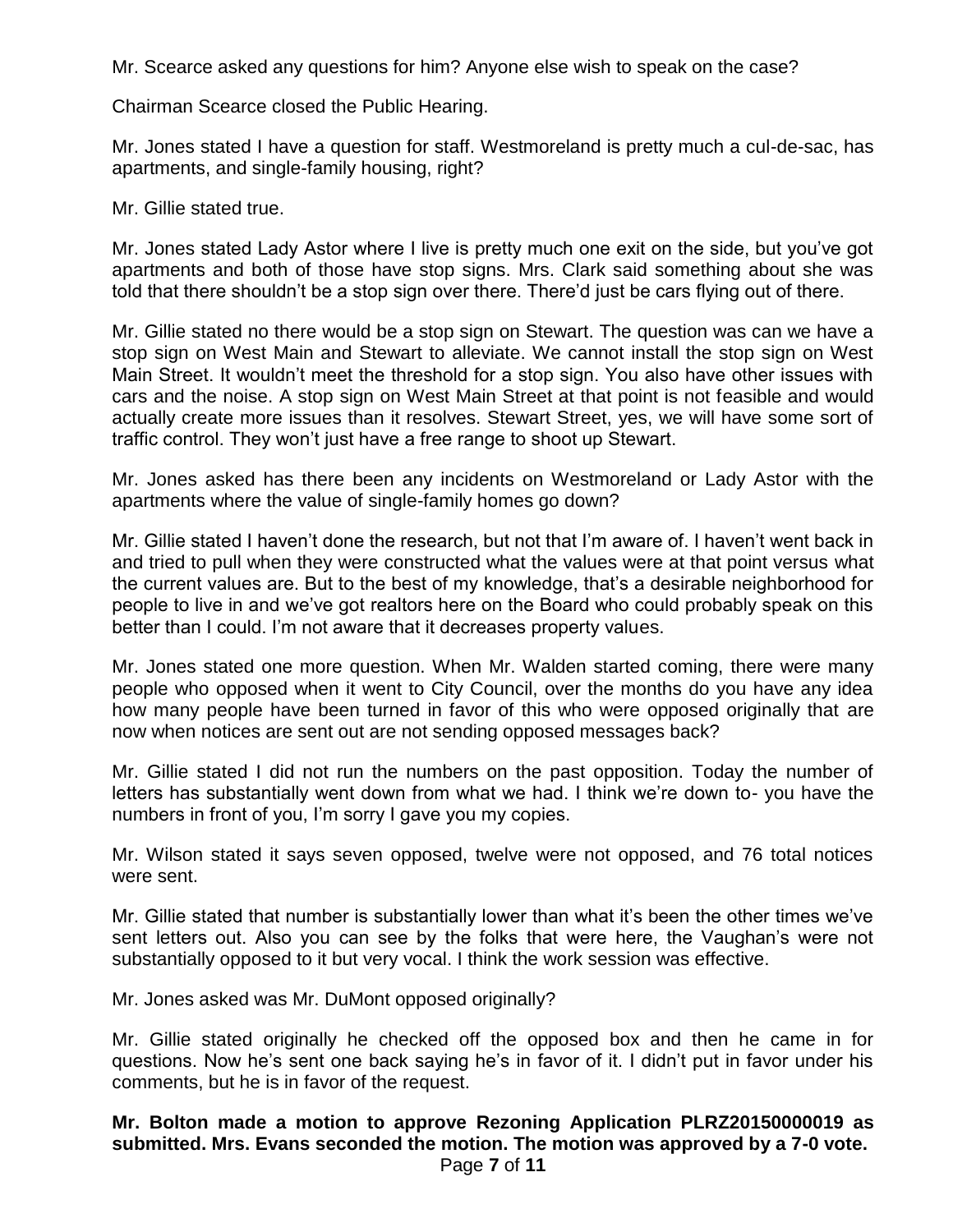Mr. Scearce asked any questions for him? Anyone else wish to speak on the case?

Chairman Scearce closed the Public Hearing.

Mr. Jones stated I have a question for staff. Westmoreland is pretty much a cul-de-sac, has apartments, and single-family housing, right?

Mr. Gillie stated true.

Mr. Jones stated Lady Astor where I live is pretty much one exit on the side, but you've got apartments and both of those have stop signs. Mrs. Clark said something about she was told that there shouldn't be a stop sign over there. There'd just be cars flying out of there.

Mr. Gillie stated no there would be a stop sign on Stewart. The question was can we have a stop sign on West Main and Stewart to alleviate. We cannot install the stop sign on West Main Street. It wouldn't meet the threshold for a stop sign. You also have other issues with cars and the noise. A stop sign on West Main Street at that point is not feasible and would actually create more issues than it resolves. Stewart Street, yes, we will have some sort of traffic control. They won't just have a free range to shoot up Stewart.

Mr. Jones asked has there been any incidents on Westmoreland or Lady Astor with the apartments where the value of single-family homes go down?

Mr. Gillie stated I haven't done the research, but not that I'm aware of. I haven't went back in and tried to pull when they were constructed what the values were at that point versus what the current values are. But to the best of my knowledge, that's a desirable neighborhood for people to live in and we've got realtors here on the Board who could probably speak on this better than I could. I'm not aware that it decreases property values.

Mr. Jones stated one more question. When Mr. Walden started coming, there were many people who opposed when it went to City Council, over the months do you have any idea how many people have been turned in favor of this who were opposed originally that are now when notices are sent out are not sending opposed messages back?

Mr. Gillie stated I did not run the numbers on the past opposition. Today the number of letters has substantially went down from what we had. I think we're down to- you have the numbers in front of you, I'm sorry I gave you my copies.

Mr. Wilson stated it says seven opposed, twelve were not opposed, and 76 total notices were sent.

Mr. Gillie stated that number is substantially lower than what it's been the other times we've sent letters out. Also you can see by the folks that were here, the Vaughan's were not substantially opposed to it but very vocal. I think the work session was effective.

Mr. Jones asked was Mr. DuMont opposed originally?

Mr. Gillie stated originally he checked off the opposed box and then he came in for questions. Now he's sent one back saying he's in favor of it. I didn't put in favor under his comments, but he is in favor of the request.

**Mr. Bolton made a motion to approve Rezoning Application PLRZ20150000019 as submitted. Mrs. Evans seconded the motion. The motion was approved by a 7-0 vote.**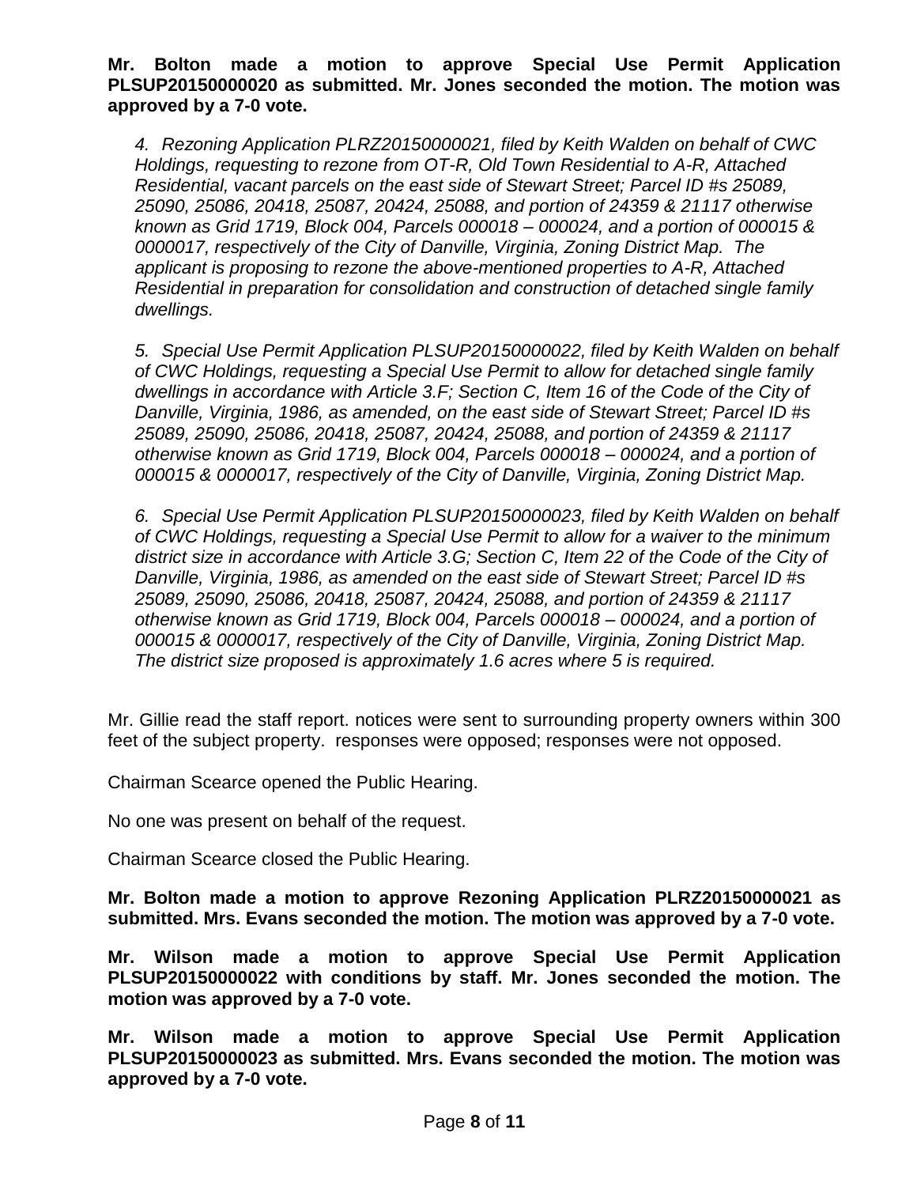**Mr. Bolton made a motion to approve Special Use Permit Application PLSUP20150000020 as submitted. Mr. Jones seconded the motion. The motion was approved by a 7-0 vote.**

*4. Rezoning Application PLRZ20150000021, filed by Keith Walden on behalf of CWC Holdings, requesting to rezone from OT-R, Old Town Residential to A-R, Attached Residential, vacant parcels on the east side of Stewart Street; Parcel ID #s 25089, 25090, 25086, 20418, 25087, 20424, 25088, and portion of 24359 & 21117 otherwise known as Grid 1719, Block 004, Parcels 000018 – 000024, and a portion of 000015 & 0000017, respectively of the City of Danville, Virginia, Zoning District Map. The applicant is proposing to rezone the above-mentioned properties to A-R, Attached Residential in preparation for consolidation and construction of detached single family dwellings.*

*5. Special Use Permit Application PLSUP20150000022, filed by Keith Walden on behalf of CWC Holdings, requesting a Special Use Permit to allow for detached single family dwellings in accordance with Article 3.F; Section C, Item 16 of the Code of the City of Danville, Virginia, 1986, as amended, on the east side of Stewart Street; Parcel ID #s 25089, 25090, 25086, 20418, 25087, 20424, 25088, and portion of 24359 & 21117 otherwise known as Grid 1719, Block 004, Parcels 000018 – 000024, and a portion of 000015 & 0000017, respectively of the City of Danville, Virginia, Zoning District Map.*

*6. Special Use Permit Application PLSUP20150000023, filed by Keith Walden on behalf of CWC Holdings, requesting a Special Use Permit to allow for a waiver to the minimum district size in accordance with Article 3.G; Section C, Item 22 of the Code of the City of Danville, Virginia, 1986, as amended on the east side of Stewart Street; Parcel ID #s 25089, 25090, 25086, 20418, 25087, 20424, 25088, and portion of 24359 & 21117 otherwise known as Grid 1719, Block 004, Parcels 000018 – 000024, and a portion of 000015 & 0000017, respectively of the City of Danville, Virginia, Zoning District Map. The district size proposed is approximately 1.6 acres where 5 is required.*

Mr. Gillie read the staff report. notices were sent to surrounding property owners within 300 feet of the subject property. responses were opposed; responses were not opposed.

Chairman Scearce opened the Public Hearing.

No one was present on behalf of the request.

Chairman Scearce closed the Public Hearing.

**Mr. Bolton made a motion to approve Rezoning Application PLRZ20150000021 as submitted. Mrs. Evans seconded the motion. The motion was approved by a 7-0 vote.**

**Mr. Wilson made a motion to approve Special Use Permit Application PLSUP20150000022 with conditions by staff. Mr. Jones seconded the motion. The motion was approved by a 7-0 vote.**

**Mr. Wilson made a motion to approve Special Use Permit Application PLSUP20150000023 as submitted. Mrs. Evans seconded the motion. The motion was approved by a 7-0 vote.**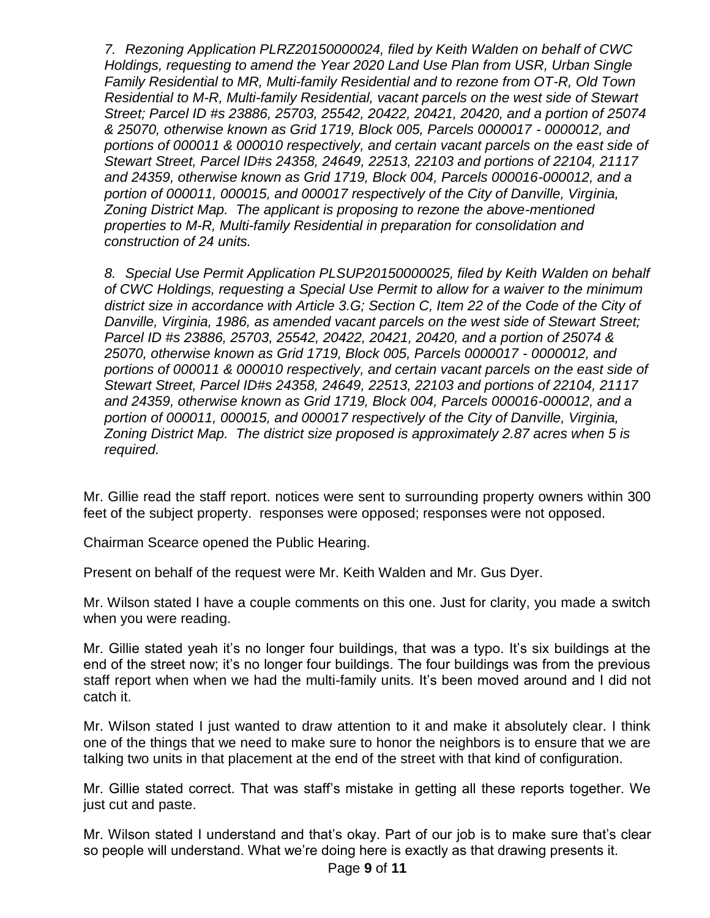*7. Rezoning Application PLRZ20150000024, filed by Keith Walden on behalf of CWC Holdings, requesting to amend the Year 2020 Land Use Plan from USR, Urban Single Family Residential to MR, Multi-family Residential and to rezone from OT-R, Old Town Residential to M-R, Multi-family Residential, vacant parcels on the west side of Stewart Street; Parcel ID #s 23886, 25703, 25542, 20422, 20421, 20420, and a portion of 25074 & 25070, otherwise known as Grid 1719, Block 005, Parcels 0000017 - 0000012, and portions of 000011 & 000010 respectively, and certain vacant parcels on the east side of Stewart Street, Parcel ID#s 24358, 24649, 22513, 22103 and portions of 22104, 21117 and 24359, otherwise known as Grid 1719, Block 004, Parcels 000016-000012, and a portion of 000011, 000015, and 000017 respectively of the City of Danville, Virginia, Zoning District Map. The applicant is proposing to rezone the above-mentioned properties to M-R, Multi-family Residential in preparation for consolidation and construction of 24 units.*

*8. Special Use Permit Application PLSUP20150000025, filed by Keith Walden on behalf of CWC Holdings, requesting a Special Use Permit to allow for a waiver to the minimum district size in accordance with Article 3.G; Section C, Item 22 of the Code of the City of Danville, Virginia, 1986, as amended vacant parcels on the west side of Stewart Street; Parcel ID #s 23886, 25703, 25542, 20422, 20421, 20420, and a portion of 25074 & 25070, otherwise known as Grid 1719, Block 005, Parcels 0000017 - 0000012, and portions of 000011 & 000010 respectively, and certain vacant parcels on the east side of Stewart Street, Parcel ID#s 24358, 24649, 22513, 22103 and portions of 22104, 21117 and 24359, otherwise known as Grid 1719, Block 004, Parcels 000016-000012, and a portion of 000011, 000015, and 000017 respectively of the City of Danville, Virginia, Zoning District Map. The district size proposed is approximately 2.87 acres when 5 is required.*

Mr. Gillie read the staff report. notices were sent to surrounding property owners within 300 feet of the subject property. responses were opposed; responses were not opposed.

Chairman Scearce opened the Public Hearing.

Present on behalf of the request were Mr. Keith Walden and Mr. Gus Dyer.

Mr. Wilson stated I have a couple comments on this one. Just for clarity, you made a switch when you were reading.

Mr. Gillie stated yeah it's no longer four buildings, that was a typo. It's six buildings at the end of the street now; it's no longer four buildings. The four buildings was from the previous staff report when when we had the multi-family units. It's been moved around and I did not catch it.

Mr. Wilson stated I just wanted to draw attention to it and make it absolutely clear. I think one of the things that we need to make sure to honor the neighbors is to ensure that we are talking two units in that placement at the end of the street with that kind of configuration.

Mr. Gillie stated correct. That was staff's mistake in getting all these reports together. We just cut and paste.

Mr. Wilson stated I understand and that's okay. Part of our job is to make sure that's clear so people will understand. What we're doing here is exactly as that drawing presents it.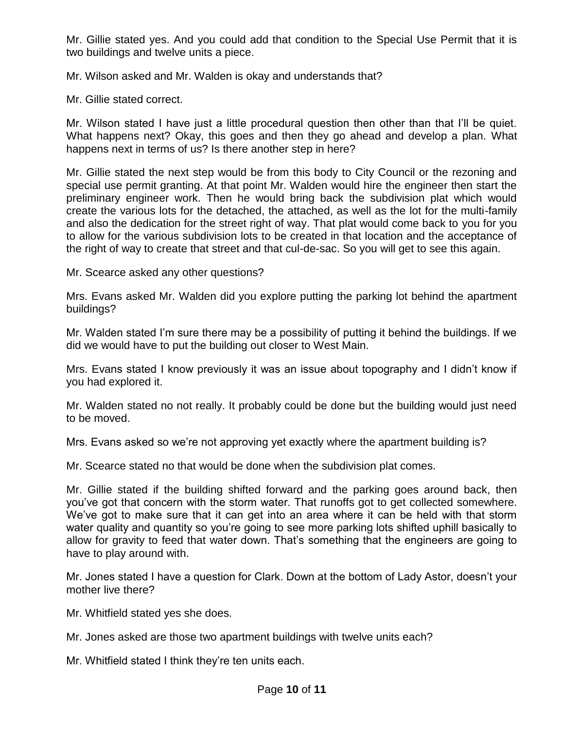Mr. Gillie stated yes. And you could add that condition to the Special Use Permit that it is two buildings and twelve units a piece.

Mr. Wilson asked and Mr. Walden is okay and understands that?

Mr. Gillie stated correct.

Mr. Wilson stated I have just a little procedural question then other than that I'll be quiet. What happens next? Okay, this goes and then they go ahead and develop a plan. What happens next in terms of us? Is there another step in here?

Mr. Gillie stated the next step would be from this body to City Council or the rezoning and special use permit granting. At that point Mr. Walden would hire the engineer then start the preliminary engineer work. Then he would bring back the subdivision plat which would create the various lots for the detached, the attached, as well as the lot for the multi-family and also the dedication for the street right of way. That plat would come back to you for you to allow for the various subdivision lots to be created in that location and the acceptance of the right of way to create that street and that cul-de-sac. So you will get to see this again.

Mr. Scearce asked any other questions?

Mrs. Evans asked Mr. Walden did you explore putting the parking lot behind the apartment buildings?

Mr. Walden stated I'm sure there may be a possibility of putting it behind the buildings. If we did we would have to put the building out closer to West Main.

Mrs. Evans stated I know previously it was an issue about topography and I didn't know if you had explored it.

Mr. Walden stated no not really. It probably could be done but the building would just need to be moved.

Mrs. Evans asked so we're not approving yet exactly where the apartment building is?

Mr. Scearce stated no that would be done when the subdivision plat comes.

Mr. Gillie stated if the building shifted forward and the parking goes around back, then you've got that concern with the storm water. That runoffs got to get collected somewhere. We've got to make sure that it can get into an area where it can be held with that storm water quality and quantity so you're going to see more parking lots shifted uphill basically to allow for gravity to feed that water down. That's something that the engineers are going to have to play around with.

Mr. Jones stated I have a question for Clark. Down at the bottom of Lady Astor, doesn't your mother live there?

Mr. Whitfield stated yes she does.

Mr. Jones asked are those two apartment buildings with twelve units each?

Mr. Whitfield stated I think they're ten units each.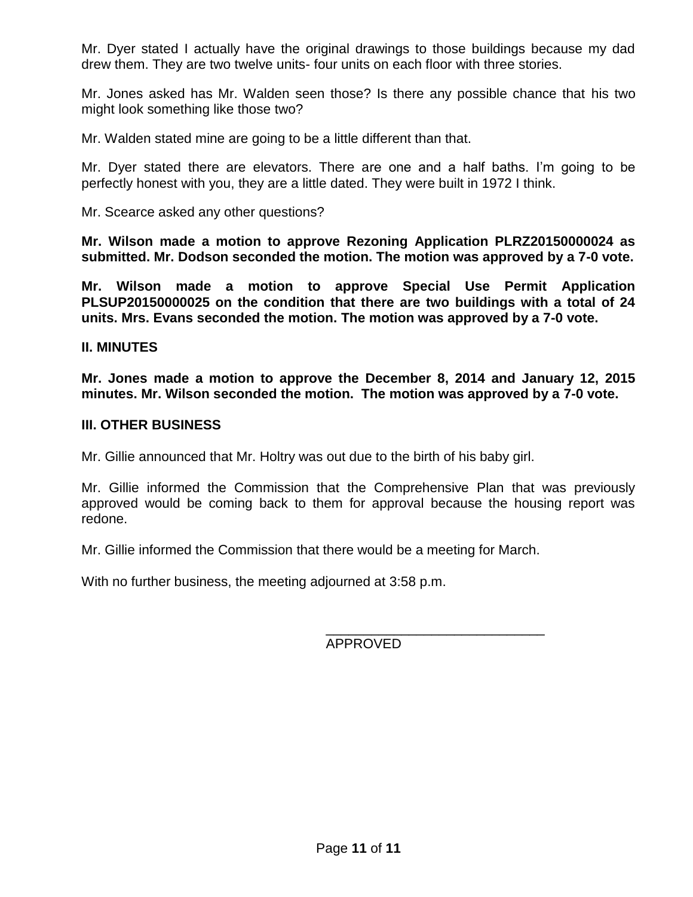Mr. Dyer stated I actually have the original drawings to those buildings because my dad drew them. They are two twelve units- four units on each floor with three stories.

Mr. Jones asked has Mr. Walden seen those? Is there any possible chance that his two might look something like those two?

Mr. Walden stated mine are going to be a little different than that.

Mr. Dyer stated there are elevators. There are one and a half baths. I'm going to be perfectly honest with you, they are a little dated. They were built in 1972 I think.

Mr. Scearce asked any other questions?

**Mr. Wilson made a motion to approve Rezoning Application PLRZ20150000024 as submitted. Mr. Dodson seconded the motion. The motion was approved by a 7-0 vote.**

**Mr. Wilson made a motion to approve Special Use Permit Application PLSUP20150000025 on the condition that there are two buildings with a total of 24 units. Mrs. Evans seconded the motion. The motion was approved by a 7-0 vote.**

## II. MINUTES

**Mr. Jones made a motion to approve the December 8, 2014 and January 12, 2015 minutes. Mr. Wilson seconded the motion. The motion was approved by a 7-0 vote.**

## III. OTHER BUSINESS

Mr. Gillie announced that Mr. Holtry was out due to the birth of his baby girl.

Mr. Gillie informed the Commission that the Comprehensive Plan that was previously approved would be coming back to them for approval because the housing report was redone.

Mr. Gillie informed the Commission that there would be a meeting for March.

With no further business, the meeting adjourned at 3:58 p.m.

\_\_\_\_\_\_\_\_\_\_\_\_\_\_\_\_\_\_\_\_\_\_\_\_\_\_\_\_\_\_

APPROVED